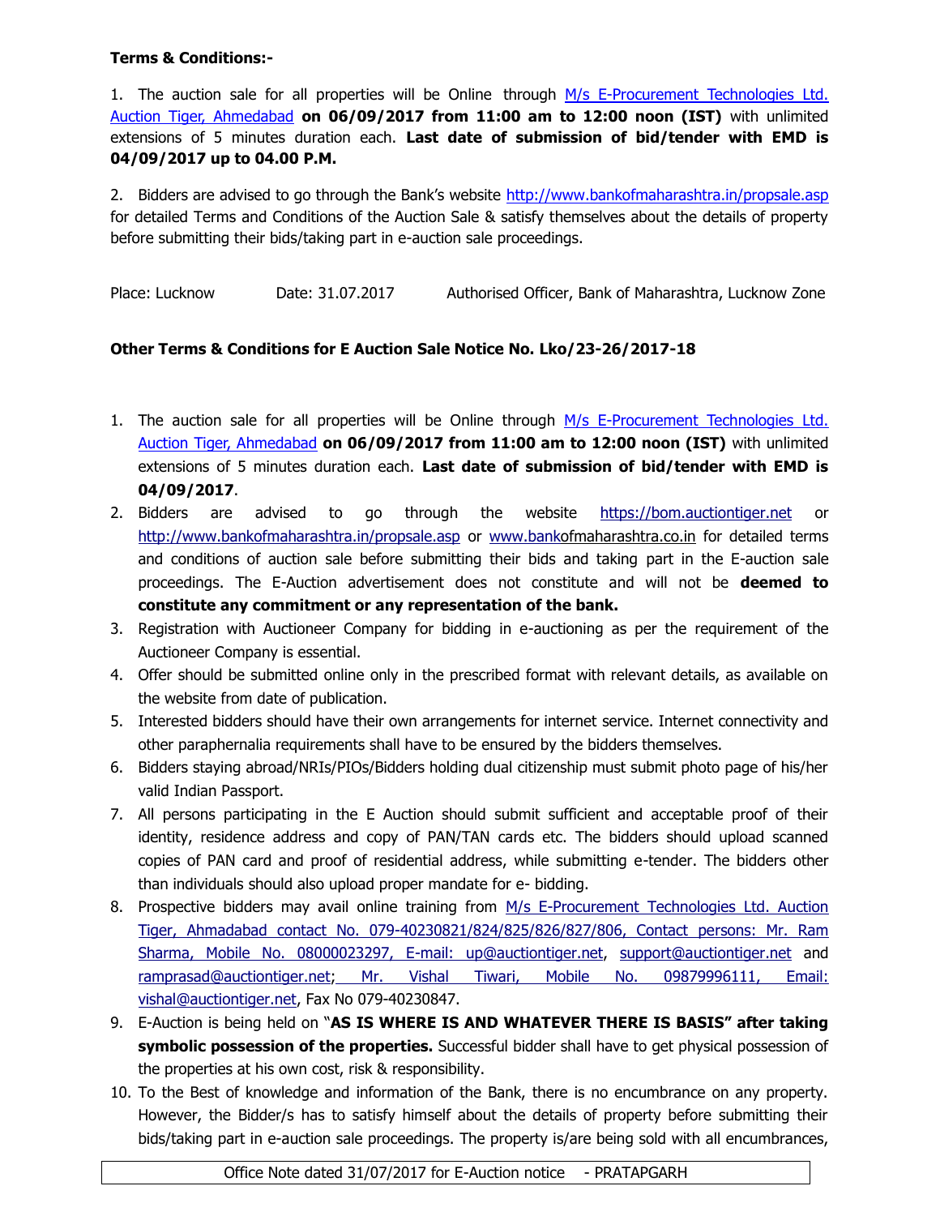**Terms & Conditions:-**

1. The auction sale for all properties will be Online through M/s E-Procurement Technologies Ltd. Auction Tiger, Ahmedabad **on 06/09/2017 from 11:00 am to 12:00 noon (IST)** with unlimited extensions of 5 minutes duration each. **Last date of submission of bid/tender with EMD is 04/09/2017 up to 04.00 P.M.**

2. Bidders are advised to go through the Bank's website http://www.bankofmaharashtra.in/propsale.asp for detailed Terms and Conditions of the Auction Sale & satisfy themselves about the details of property before submitting their bids/taking part in e-auction sale proceedings.

Place: Lucknow Date: 31.07.2017 Authorised Officer, Bank of Maharashtra, Lucknow Zone

**Other Terms & Conditions for E Auction Sale Notice No. Lko/23-26/2017-18**

1. The auction sale for all properties will be Online through M/s E-Procurement Technologies Ltd. Auction Tiger, Ahmedabad **on 06/09/2017 from 11:00 am to 12:00 noon (IST)** with unlimited extensions of 5 minutes duration each. **Last date of submission of bid/tender with EMD is 04/09/2017**.
2. Bidders are advised to go through the website https://bom.auctiontiger.net or http://www.bankofmaharashtra.in/propsale.asp or www.bankofmaharashtra.co.in for detailed terms and conditions of auction sale before submitting their bids and taking part in the E-auction sale proceedings. The E-Auction advertisement does not constitute and will not be **deemed to constitute any commitment or any representation of the bank.**
3. Registration with Auctioneer Company for bidding in e-auctioning as per the requirement of the Auctioneer Company is essential.
4. Offer should be submitted online only in the prescribed format with relevant details, as available on the website from date of publication.
5. Interested bidders should have their own arrangements for internet service. Internet connectivity and other paraphernalia requirements shall have to be ensured by the bidders themselves.
6. Bidders staying abroad/NRIs/PIOs/Bidders holding dual citizenship must submit photo page of his/her valid Indian Passport.
7. All persons participating in the E Auction should submit sufficient and acceptable proof of their identity, residence address and copy of PAN/TAN cards etc. The bidders should upload scanned copies of PAN card and proof of residential address, while submitting e-tender. The bidders other than individuals should also upload proper mandate for e- bidding.
8. Prospective bidders may avail online training from M/s E-Procurement Technologies Ltd. Auction Tiger, Ahmadabad contact No. 079-40230821/824/825/826/827/806, Contact persons: Mr. Ram Sharma, Mobile No. 08000023297, E-mail: up@auctiontiger.net, support@auctiontiger.net and ramprasad@auctiontiger.net; Mr. Vishal Tiwari, Mobile No. 09879996111, Email: vishal@auctiontiger.net, Fax No 079-40230847.
9. E-Auction is being held on "**AS IS WHERE IS AND WHATEVER THERE IS BASIS" after taking symbolic possession of the properties.** Successful bidder shall have to get physical possession of the properties at his own cost, risk & responsibility.
10. To the Best of knowledge and information of the Bank, there is no encumbrance on any property. However, the Bidder/s has to satisfy himself about the details of property before submitting their bids/taking part in e-auction sale proceedings. The property is/are being sold with all encumbrances,

Office Note dated 31/07/2017 for E-Auction notice - PRATAPGARH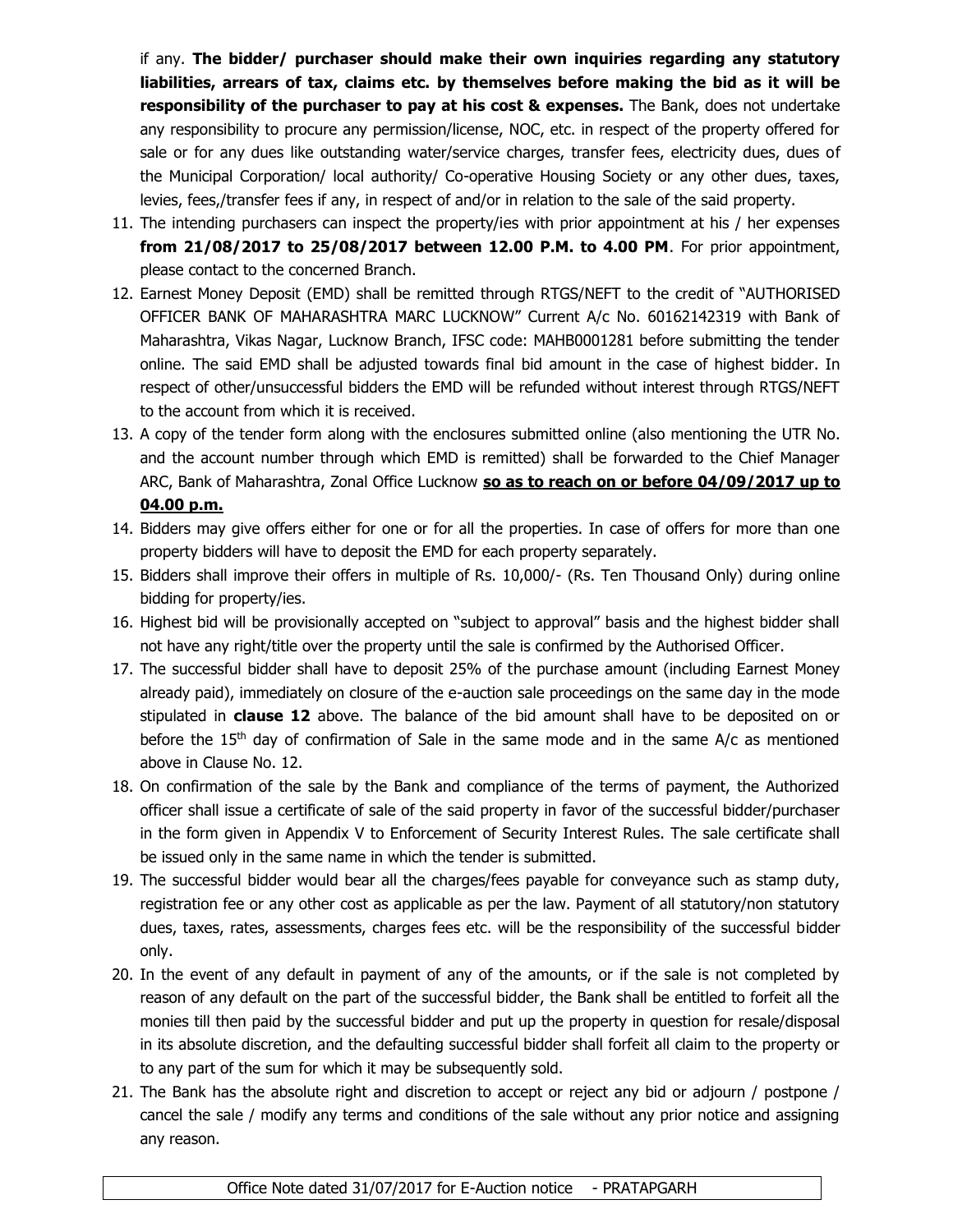if any. **The bidder/ purchaser should make their own inquiries regarding any statutory liabilities, arrears of tax, claims etc. by themselves before making the bid as it will be responsibility of the purchaser to pay at his cost & expenses.** The Bank, does not undertake any responsibility to procure any permission/license, NOC, etc. in respect of the property offered for sale or for any dues like outstanding water/service charges, transfer fees, electricity dues, dues of the Municipal Corporation/ local authority/ Co-operative Housing Society or any other dues, taxes, levies, fees,/transfer fees if any, in respect of and/or in relation to the sale of the said property.

11. The intending purchasers can inspect the property/ies with prior appointment at his / her expenses **from 21/08/2017 to 25/08/2017 between 12.00 P.M. to 4.00 PM**. For prior appointment, please contact to the concerned Branch.
12. Earnest Money Deposit (EMD) shall be remitted through RTGS/NEFT to the credit of "AUTHORISED OFFICER BANK OF MAHARASHTRA MARC LUCKNOW" Current A/c No. 60162142319 with Bank of Maharashtra, Vikas Nagar, Lucknow Branch, IFSC code: MAHB0001281 before submitting the tender online. The said EMD shall be adjusted towards final bid amount in the case of highest bidder. In respect of other/unsuccessful bidders the EMD will be refunded without interest through RTGS/NEFT to the account from which it is received.
13. A copy of the tender form along with the enclosures submitted online (also mentioning the UTR No. and the account number through which EMD is remitted) shall be forwarded to the Chief Manager ARC, Bank of Maharashtra, Zonal Office Lucknow **so as to reach on or before 04/09/2017 up to 04.00 p.m.**
14. Bidders may give offers either for one or for all the properties. In case of offers for more than one property bidders will have to deposit the EMD for each property separately.
15. Bidders shall improve their offers in multiple of Rs. 10,000/- (Rs. Ten Thousand Only) during online bidding for property/ies.
16. Highest bid will be provisionally accepted on "subject to approval" basis and the highest bidder shall not have any right/title over the property until the sale is confirmed by the Authorised Officer.
17. The successful bidder shall have to deposit 25% of the purchase amount (including Earnest Money already paid), immediately on closure of the e-auction sale proceedings on the same day in the mode stipulated in **clause 12** above. The balance of the bid amount shall have to be deposited on or before the 15th day of confirmation of Sale in the same mode and in the same A/c as mentioned above in Clause No. 12.
18. On confirmation of the sale by the Bank and compliance of the terms of payment, the Authorized officer shall issue a certificate of sale of the said property in favor of the successful bidder/purchaser in the form given in Appendix V to Enforcement of Security Interest Rules. The sale certificate shall be issued only in the same name in which the tender is submitted.
19. The successful bidder would bear all the charges/fees payable for conveyance such as stamp duty, registration fee or any other cost as applicable as per the law. Payment of all statutory/non statutory dues, taxes, rates, assessments, charges fees etc. will be the responsibility of the successful bidder only.
20. In the event of any default in payment of any of the amounts, or if the sale is not completed by reason of any default on the part of the successful bidder, the Bank shall be entitled to forfeit all the monies till then paid by the successful bidder and put up the property in question for resale/disposal in its absolute discretion, and the defaulting successful bidder shall forfeit all claim to the property or to any part of the sum for which it may be subsequently sold.
21. The Bank has the absolute right and discretion to accept or reject any bid or adjourn / postpone / cancel the sale / modify any terms and conditions of the sale without any prior notice and assigning any reason.

Office Note dated 31/07/2017 for E-Auction notice - PRATAPGARH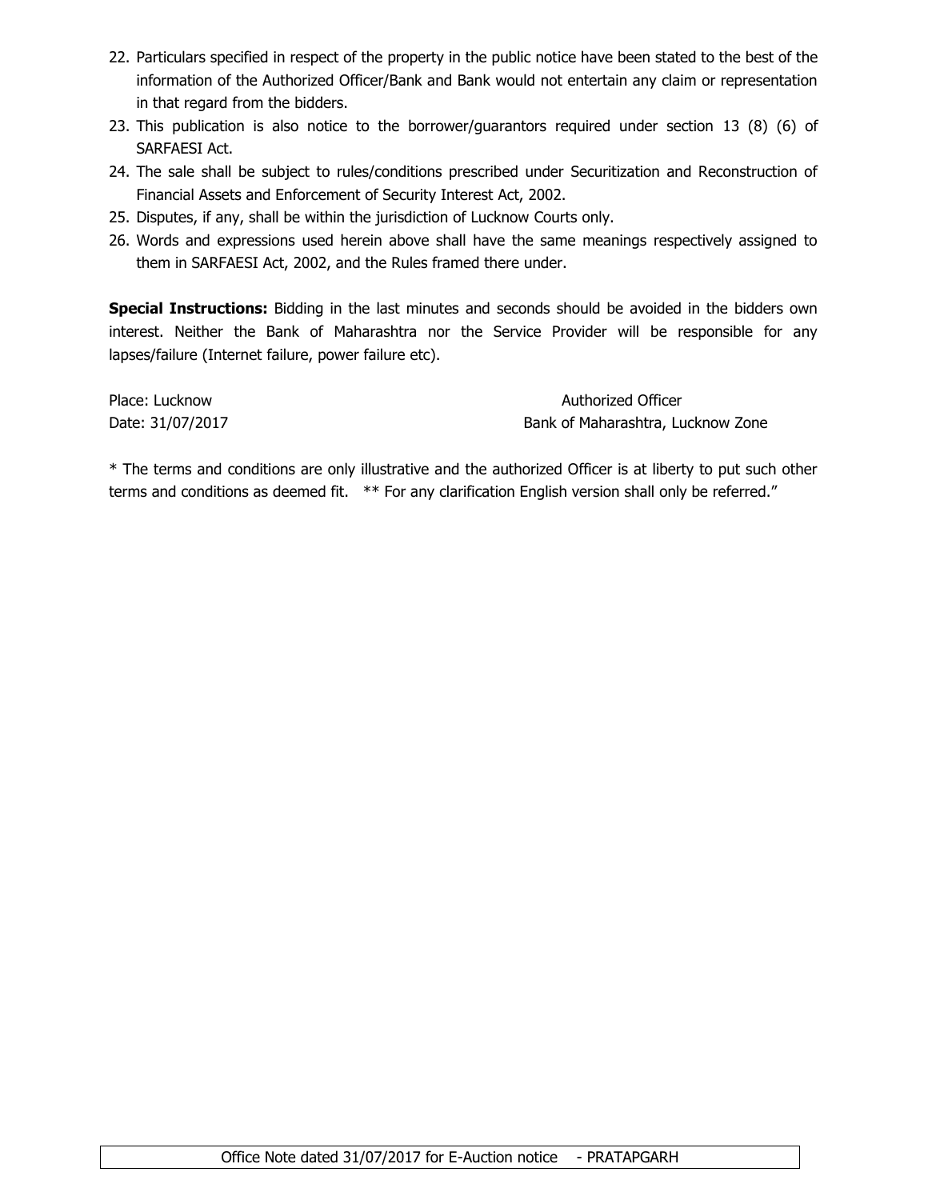22. Particulars specified in respect of the property in the public notice have been stated to the best of the information of the Authorized Officer/Bank and Bank would not entertain any claim or representation in that regard from the bidders.
23. This publication is also notice to the borrower/guarantors required under section 13 (8) (6) of SARFAESI Act.
24. The sale shall be subject to rules/conditions prescribed under Securitization and Reconstruction of Financial Assets and Enforcement of Security Interest Act, 2002.
25. Disputes, if any, shall be within the jurisdiction of Lucknow Courts only.
26. Words and expressions used herein above shall have the same meanings respectively assigned to them in SARFAESI Act, 2002, and the Rules framed there under.

**Special Instructions:** Bidding in the last minutes and seconds should be avoided in the bidders own interest. Neither the Bank of Maharashtra nor the Service Provider will be responsible for any lapses/failure (Internet failure, power failure etc).

Place: Lucknow
Date: 31/07/2017

Authorized Officer
Bank of Maharashtra, Lucknow Zone

* The terms and conditions are only illustrative and the authorized Officer is at liberty to put such other terms and conditions as deemed fit. ** For any clarification English version shall only be referred."

Office Note dated 31/07/2017 for E-Auction notice - PRATAPGARH